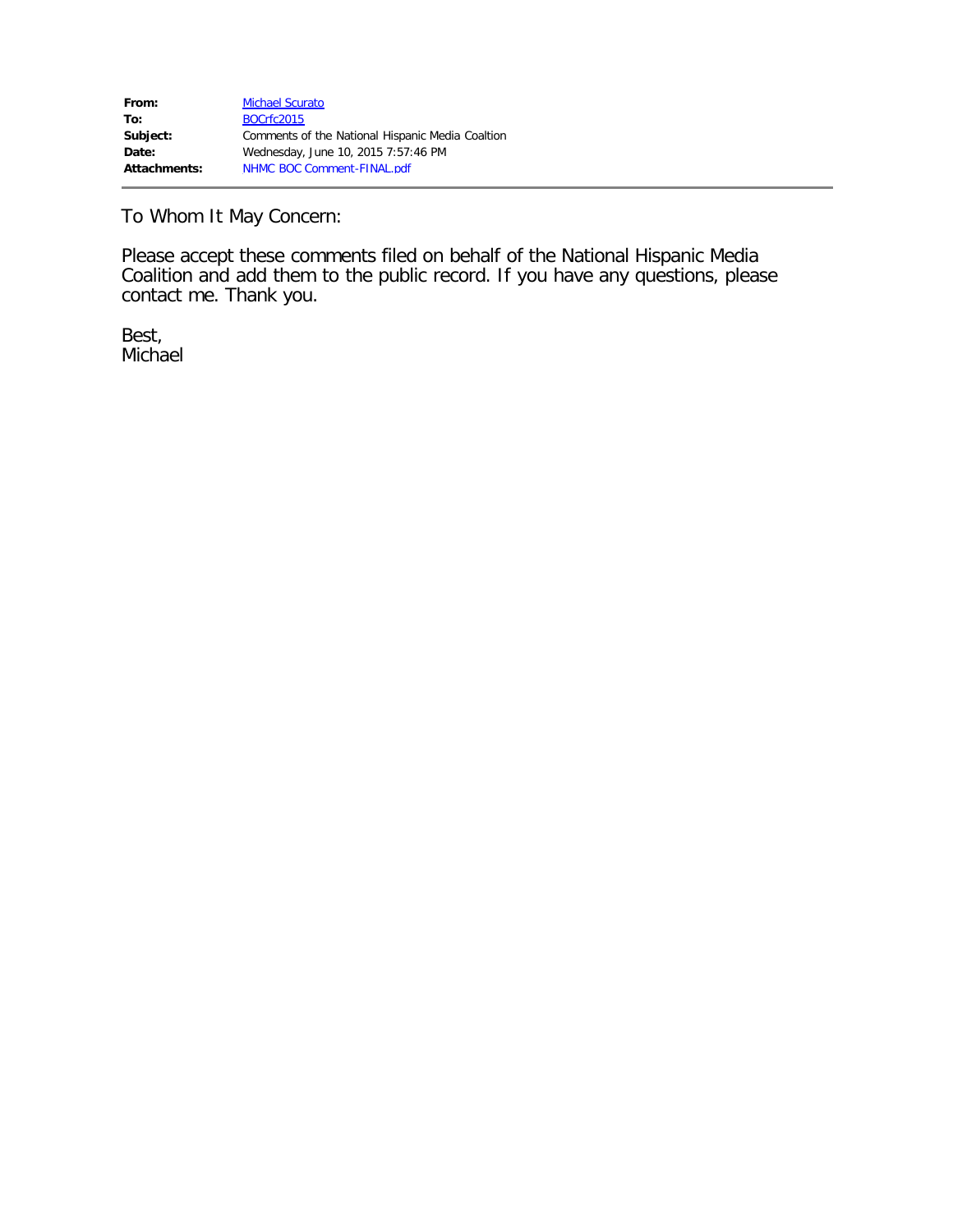| | |
|---|---|
| **From:** | Michael Scurato |
| **To:** | BOCrfc2015 |
| **Subject:** | Comments of the National Hispanic Media Coaltion |
| **Date:** | Wednesday, June 10, 2015 7:57:46 PM |
| **Attachments:** | NHMC BOC Comment-FINAL.pdf |

---

To Whom It May Concern:

Please accept these comments filed on behalf of the National Hispanic Media Coalition and add them to the public record. If you have any questions, please contact me. Thank you.

Best,
Michael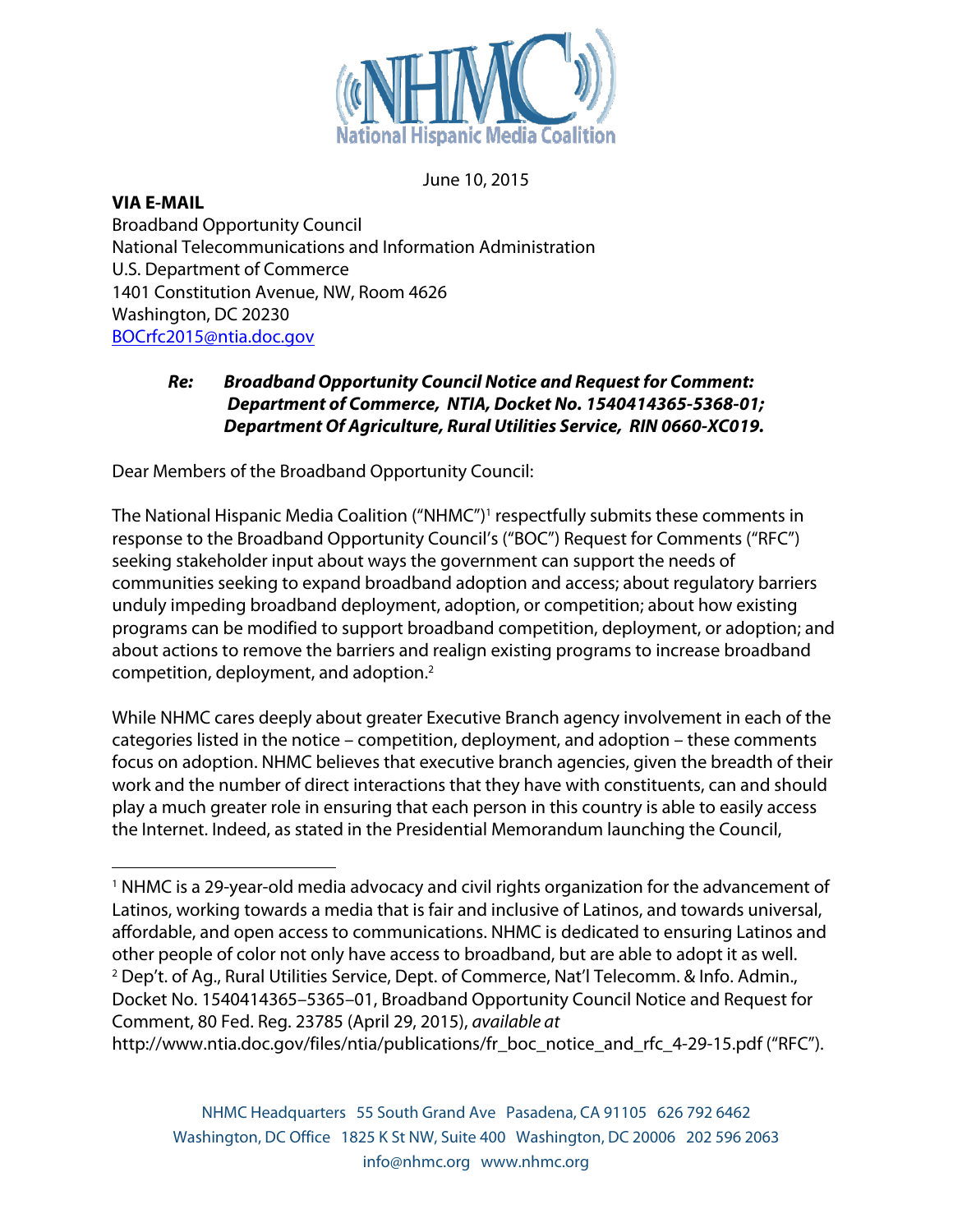June 10, 2015

**VIA E-MAIL**
Broadband Opportunity Council
National Telecommunications and Information Administration
U.S. Department of Commerce
1401 Constitution Avenue, NW, Room 4626
Washington, DC 20230
BOCrfc2015@ntia.doc.gov

> ***Re: Broadband Opportunity Council Notice and Request for Comment: Department of Commerce, NTIA, Docket No. 1540414365-5368-01; Department Of Agriculture, Rural Utilities Service, RIN 0660-XC019.***

Dear Members of the Broadband Opportunity Council:

The National Hispanic Media Coalition ("NHMC")[1] respectfully submits these comments in response to the Broadband Opportunity Council's ("BOC") Request for Comments ("RFC") seeking stakeholder input about ways the government can support the needs of communities seeking to expand broadband adoption and access; about regulatory barriers unduly impeding broadband deployment, adoption, or competition; about how existing programs can be modified to support broadband competition, deployment, or adoption; and about actions to remove the barriers and realign existing programs to increase broadband competition, deployment, and adoption.[2]

While NHMC cares deeply about greater Executive Branch agency involvement in each of the categories listed in the notice – competition, deployment, and adoption – these comments focus on adoption. NHMC believes that executive branch agencies, given the breadth of their work and the number of direct interactions that they have with constituents, can and should play a much greater role in ensuring that each person in this country is able to easily access the Internet. Indeed, as stated in the Presidential Memorandum launching the Council,

---

[1] NHMC is a 29-year-old media advocacy and civil rights organization for the advancement of Latinos, working towards a media that is fair and inclusive of Latinos, and towards universal, affordable, and open access to communications. NHMC is dedicated to ensuring Latinos and other people of color not only have access to broadband, but are able to adopt it as well.

[2] Dep't. of Ag., Rural Utilities Service, Dept. of Commerce, Nat'l Telecomm. & Info. Admin., Docket No. 1540414365–5365–01, Broadband Opportunity Council Notice and Request for Comment, 80 Fed. Reg. 23785 (April 29, 2015), *available at* http://www.ntia.doc.gov/files/ntia/publications/fr_boc_notice_and_rfc_4-29-15.pdf ("RFC").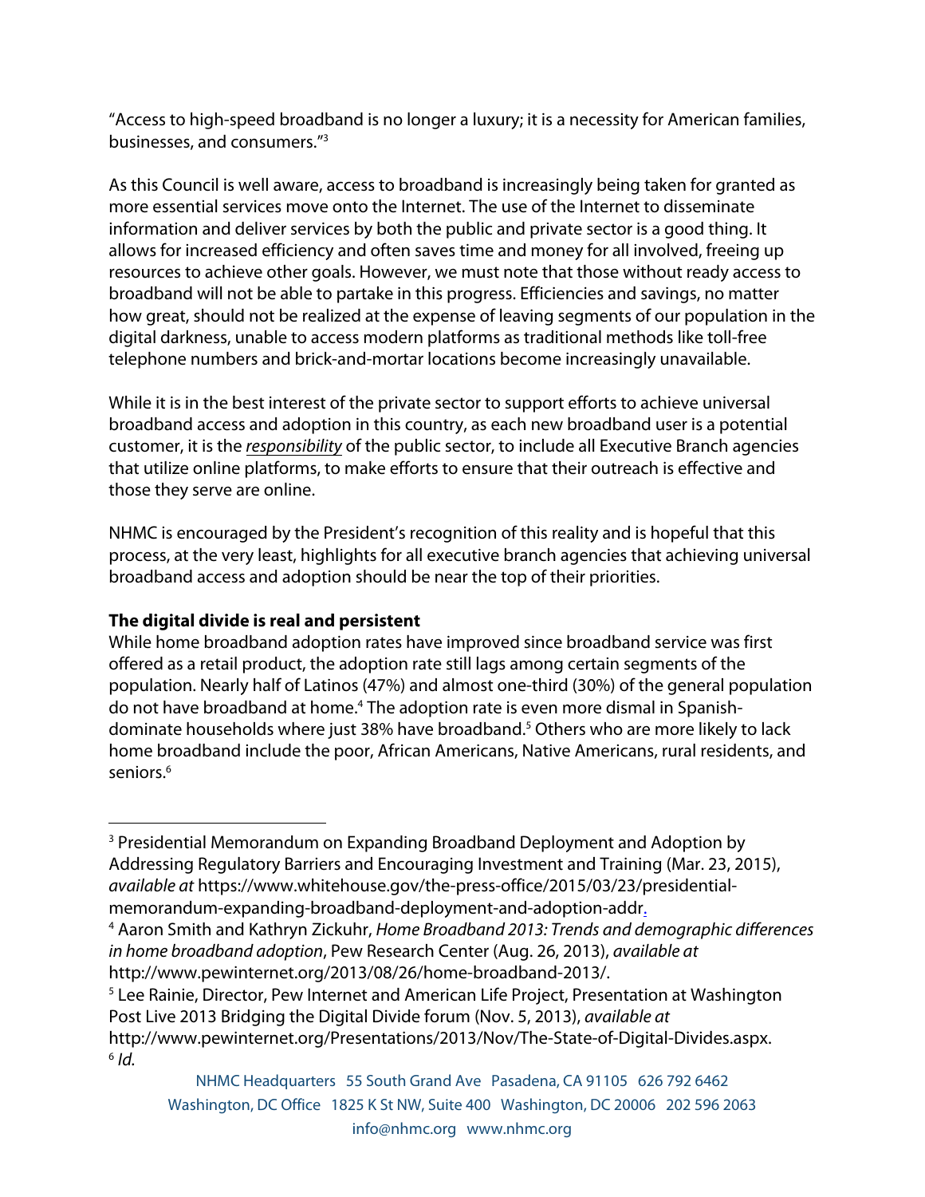"Access to high-speed broadband is no longer a luxury; it is a necessity for American families, businesses, and consumers."[3]

As this Council is well aware, access to broadband is increasingly being taken for granted as more essential services move onto the Internet. The use of the Internet to disseminate information and deliver services by both the public and private sector is a good thing. It allows for increased efficiency and often saves time and money for all involved, freeing up resources to achieve other goals. However, we must note that those without ready access to broadband will not be able to partake in this progress. Efficiencies and savings, no matter how great, should not be realized at the expense of leaving segments of our population in the digital darkness, unable to access modern platforms as traditional methods like toll-free telephone numbers and brick-and-mortar locations become increasingly unavailable.

While it is in the best interest of the private sector to support efforts to achieve universal broadband access and adoption in this country, as each new broadband user is a potential customer, it is the <u>*responsibility*</u> of the public sector, to include all Executive Branch agencies that utilize online platforms, to make efforts to ensure that their outreach is effective and those they serve are online.

NHMC is encouraged by the President's recognition of this reality and is hopeful that this process, at the very least, highlights for all executive branch agencies that achieving universal broadband access and adoption should be near the top of their priorities.

**The digital divide is real and persistent**

While home broadband adoption rates have improved since broadband service was first offered as a retail product, the adoption rate still lags among certain segments of the population. Nearly half of Latinos (47%) and almost one-third (30%) of the general population do not have broadband at home.[4] The adoption rate is even more dismal in Spanish-dominate households where just 38% have broadband.[5] Others who are more likely to lack home broadband include the poor, African Americans, Native Americans, rural residents, and seniors.[6]

---

[3] Presidential Memorandum on Expanding Broadband Deployment and Adoption by Addressing Regulatory Barriers and Encouraging Investment and Training (Mar. 23, 2015), *available at* https://www.whitehouse.gov/the-press-office/2015/03/23/presidential-memorandum-expanding-broadband-deployment-and-adoption-addr.

[4] Aaron Smith and Kathryn Zickuhr, *Home Broadband 2013: Trends and demographic differences in home broadband adoption*, Pew Research Center (Aug. 26, 2013), *available at* http://www.pewinternet.org/2013/08/26/home-broadband-2013/.

[5] Lee Rainie, Director, Pew Internet and American Life Project, Presentation at Washington Post Live 2013 Bridging the Digital Divide forum (Nov. 5, 2013), *available at* http://www.pewinternet.org/Presentations/2013/Nov/The-State-of-Digital-Divides.aspx.

[6] *Id.*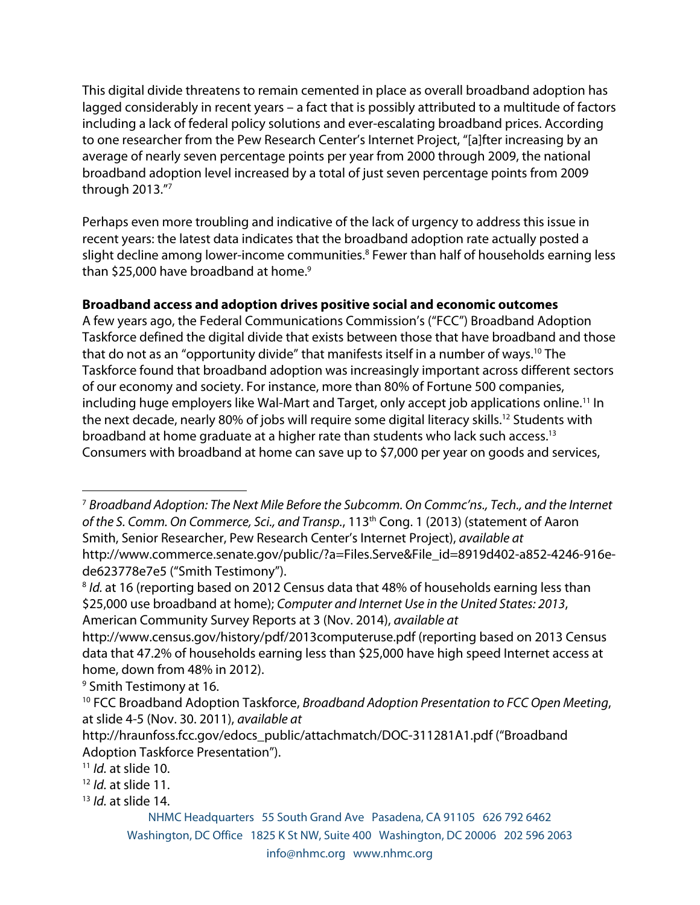This digital divide threatens to remain cemented in place as overall broadband adoption has lagged considerably in recent years – a fact that is possibly attributed to a multitude of factors including a lack of federal policy solutions and ever-escalating broadband prices. According to one researcher from the Pew Research Center's Internet Project, "[a]fter increasing by an average of nearly seven percentage points per year from 2000 through 2009, the national broadband adoption level increased by a total of just seven percentage points from 2009 through 2013."[7]

Perhaps even more troubling and indicative of the lack of urgency to address this issue in recent years: the latest data indicates that the broadband adoption rate actually posted a slight decline among lower-income communities.[8] Fewer than half of households earning less than $25,000 have broadband at home.[9]

**Broadband access and adoption drives positive social and economic outcomes**

A few years ago, the Federal Communications Commission's ("FCC") Broadband Adoption Taskforce defined the digital divide that exists between those that have broadband and those that do not as an "opportunity divide" that manifests itself in a number of ways.[10] The Taskforce found that broadband adoption was increasingly important across different sectors of our economy and society. For instance, more than 80% of Fortune 500 companies, including huge employers like Wal-Mart and Target, only accept job applications online.[11] In the next decade, nearly 80% of jobs will require some digital literacy skills.[12] Students with broadband at home graduate at a higher rate than students who lack such access.[13] Consumers with broadband at home can save up to $7,000 per year on goods and services,

---

[7] *Broadband Adoption: The Next Mile Before the Subcomm. On Commc'ns., Tech., and the Internet of the S. Comm. On Commerce, Sci., and Transp.*, 113th Cong. 1 (2013) (statement of Aaron Smith, Senior Researcher, Pew Research Center's Internet Project), *available at* http://www.commerce.senate.gov/public/?a=Files.Serve&File_id=8919d402-a852-4246-916e-de623778e7e5 ("Smith Testimony").

[8] *Id.* at 16 (reporting based on 2012 Census data that 48% of households earning less than $25,000 use broadband at home); *Computer and Internet Use in the United States: 2013*, American Community Survey Reports at 3 (Nov. 2014), *available at* http://www.census.gov/history/pdf/2013computeruse.pdf (reporting based on 2013 Census data that 47.2% of households earning less than $25,000 have high speed Internet access at home, down from 48% in 2012).

[9] Smith Testimony at 16.

[10] FCC Broadband Adoption Taskforce, *Broadband Adoption Presentation to FCC Open Meeting*, at slide 4-5 (Nov. 30. 2011), *available at* http://hraunfoss.fcc.gov/edocs_public/attachmatch/DOC-311281A1.pdf ("Broadband Adoption Taskforce Presentation").

[11] *Id.* at slide 10.

[12] *Id.* at slide 11.

[13] *Id.* at slide 14.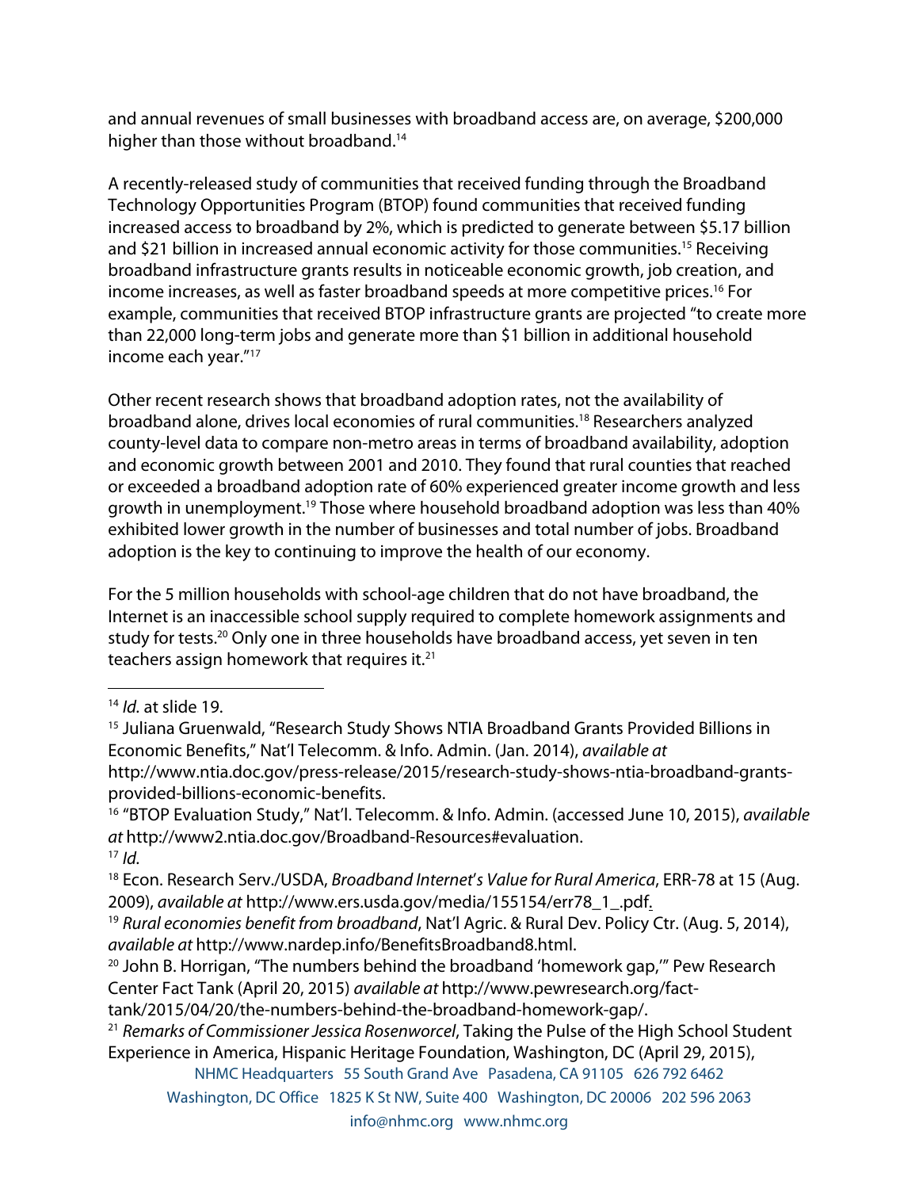and annual revenues of small businesses with broadband access are, on average, $200,000 higher than those without broadband.[14]

A recently-released study of communities that received funding through the Broadband Technology Opportunities Program (BTOP) found communities that received funding increased access to broadband by 2%, which is predicted to generate between $5.17 billion and $21 billion in increased annual economic activity for those communities.[15] Receiving broadband infrastructure grants results in noticeable economic growth, job creation, and income increases, as well as faster broadband speeds at more competitive prices.[16] For example, communities that received BTOP infrastructure grants are projected "to create more than 22,000 long-term jobs and generate more than $1 billion in additional household income each year."[17]

Other recent research shows that broadband adoption rates, not the availability of broadband alone, drives local economies of rural communities.[18] Researchers analyzed county-level data to compare non-metro areas in terms of broadband availability, adoption and economic growth between 2001 and 2010. They found that rural counties that reached or exceeded a broadband adoption rate of 60% experienced greater income growth and less growth in unemployment.[19] Those where household broadband adoption was less than 40% exhibited lower growth in the number of businesses and total number of jobs. Broadband adoption is the key to continuing to improve the health of our economy.

For the 5 million households with school-age children that do not have broadband, the Internet is an inaccessible school supply required to complete homework assignments and study for tests.[20] Only one in three households have broadband access, yet seven in ten teachers assign homework that requires it.[21]

---

[14] *Id.* at slide 19.

[15] Juliana Gruenwald, "Research Study Shows NTIA Broadband Grants Provided Billions in Economic Benefits," Nat'l Telecomm. & Info. Admin. (Jan. 2014), *available at* http://www.ntia.doc.gov/press-release/2015/research-study-shows-ntia-broadband-grants-provided-billions-economic-benefits.

[16] "BTOP Evaluation Study," Nat'l. Telecomm. & Info. Admin. (accessed June 10, 2015), *available at* http://www2.ntia.doc.gov/Broadband-Resources#evaluation.

[17] *Id.*

[18] Econ. Research Serv./USDA, *Broadband Internet's Value for Rural America*, ERR-78 at 15 (Aug. 2009), *available at* http://www.ers.usda.gov/media/155154/err78_1_.pdf.

[19] *Rural economies benefit from broadband*, Nat'l Agric. & Rural Dev. Policy Ctr. (Aug. 5, 2014), *available at* http://www.nardep.info/BenefitsBroadband8.html.

[20] John B. Horrigan, "The numbers behind the broadband 'homework gap,'" Pew Research Center Fact Tank (April 20, 2015) *available at* http://www.pewresearch.org/fact-tank/2015/04/20/the-numbers-behind-the-broadband-homework-gap/.

[21] *Remarks of Commissioner Jessica Rosenworcel*, Taking the Pulse of the High School Student Experience in America, Hispanic Heritage Foundation, Washington, DC (April 29, 2015),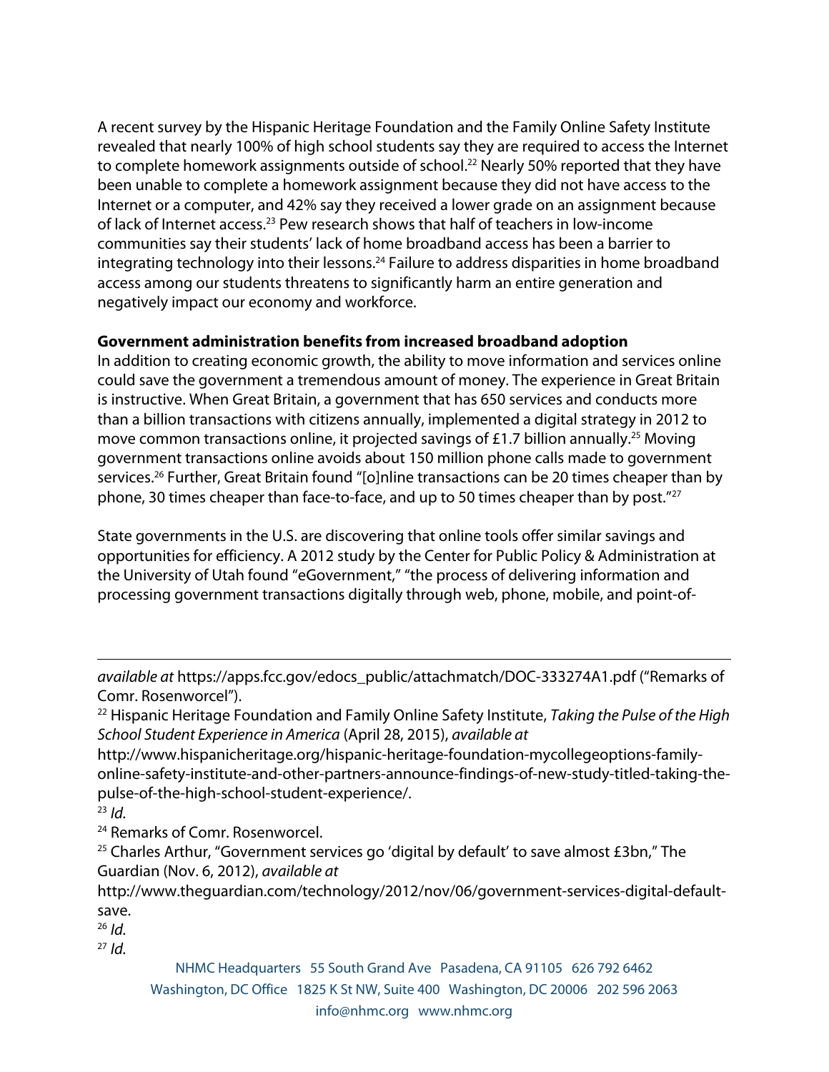A recent survey by the Hispanic Heritage Foundation and the Family Online Safety Institute revealed that nearly 100% of high school students say they are required to access the Internet to complete homework assignments outside of school.[22] Nearly 50% reported that they have been unable to complete a homework assignment because they did not have access to the Internet or a computer, and 42% say they received a lower grade on an assignment because of lack of Internet access.[23] Pew research shows that half of teachers in low-income communities say their students' lack of home broadband access has been a barrier to integrating technology into their lessons.[24] Failure to address disparities in home broadband access among our students threatens to significantly harm an entire generation and negatively impact our economy and workforce.

**Government administration benefits from increased broadband adoption**

In addition to creating economic growth, the ability to move information and services online could save the government a tremendous amount of money. The experience in Great Britain is instructive. When Great Britain, a government that has 650 services and conducts more than a billion transactions with citizens annually, implemented a digital strategy in 2012 to move common transactions online, it projected savings of £1.7 billion annually.[25] Moving government transactions online avoids about 150 million phone calls made to government services.[26] Further, Great Britain found "[o]nline transactions can be 20 times cheaper than by phone, 30 times cheaper than face-to-face, and up to 50 times cheaper than by post."[27]

State governments in the U.S. are discovering that online tools offer similar savings and opportunities for efficiency. A 2012 study by the Center for Public Policy & Administration at the University of Utah found "eGovernment," "the process of delivering information and processing government transactions digitally through web, phone, mobile, and point-of-

---

*available at* https://apps.fcc.gov/edocs_public/attachmatch/DOC-333274A1.pdf ("Remarks of Comr. Rosenworcel").

[22] Hispanic Heritage Foundation and Family Online Safety Institute, *Taking the Pulse of the High School Student Experience in America* (April 28, 2015), *available at* http://www.hispanicheritage.org/hispanic-heritage-foundation-mycollegeoptions-family-online-safety-institute-and-other-partners-announce-findings-of-new-study-titled-taking-the-pulse-of-the-high-school-student-experience/.

[23] *Id.*

[24] Remarks of Comr. Rosenworcel.

[25] Charles Arthur, "Government services go 'digital by default' to save almost £3bn," The Guardian (Nov. 6, 2012), *available at* http://www.theguardian.com/technology/2012/nov/06/government-services-digital-default-save.

[26] *Id.*

[27] *Id.*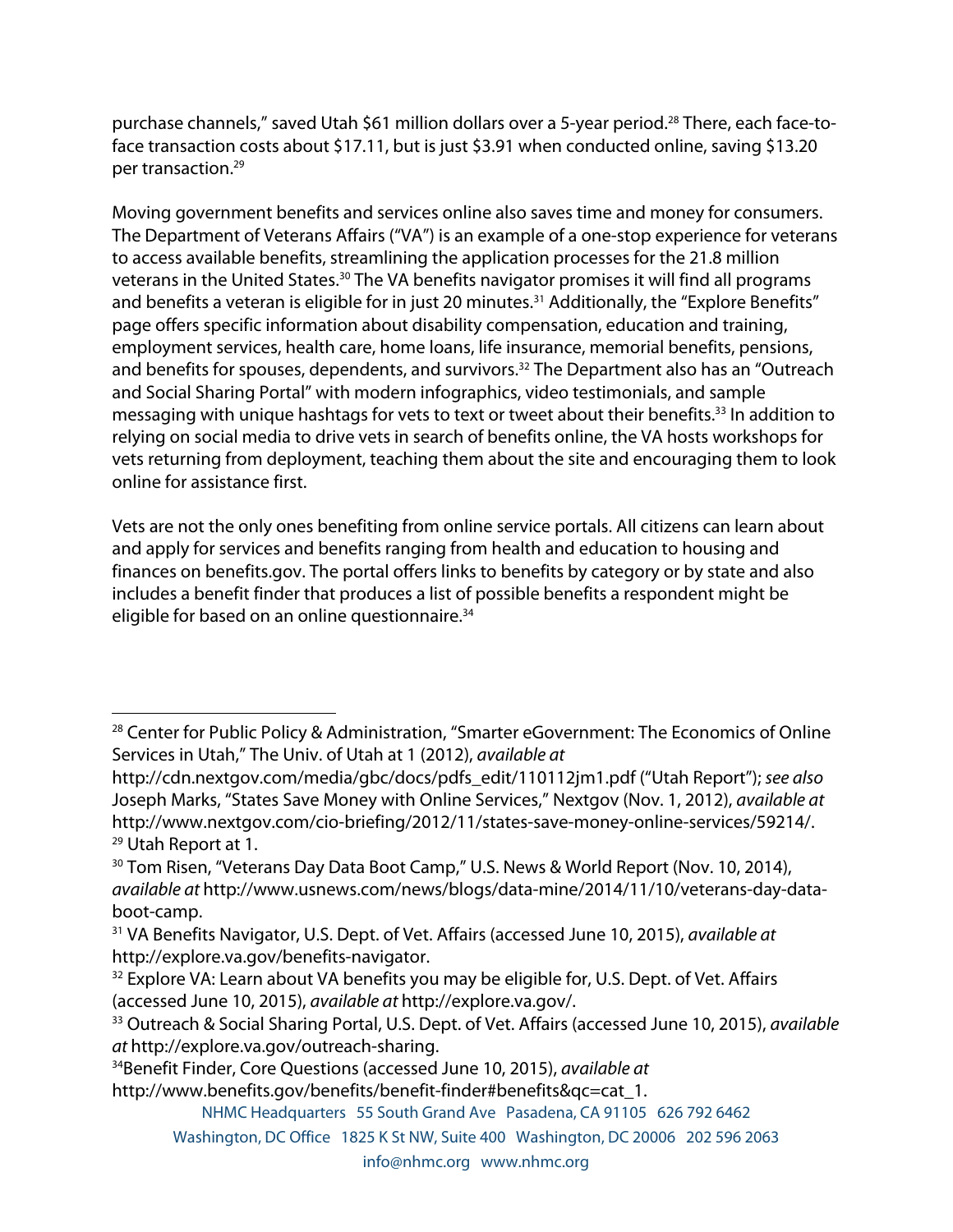purchase channels," saved Utah $61 million dollars over a 5-year period.[28] There, each face-to-face transaction costs about $17.11, but is just $3.91 when conducted online, saving $13.20 per transaction.[29]

Moving government benefits and services online also saves time and money for consumers. The Department of Veterans Affairs ("VA") is an example of a one-stop experience for veterans to access available benefits, streamlining the application processes for the 21.8 million veterans in the United States.[30] The VA benefits navigator promises it will find all programs and benefits a veteran is eligible for in just 20 minutes.[31] Additionally, the "Explore Benefits" page offers specific information about disability compensation, education and training, employment services, health care, home loans, life insurance, memorial benefits, pensions, and benefits for spouses, dependents, and survivors.[32] The Department also has an "Outreach and Social Sharing Portal" with modern infographics, video testimonials, and sample messaging with unique hashtags for vets to text or tweet about their benefits.[33] In addition to relying on social media to drive vets in search of benefits online, the VA hosts workshops for vets returning from deployment, teaching them about the site and encouraging them to look online for assistance first.

Vets are not the only ones benefiting from online service portals. All citizens can learn about and apply for services and benefits ranging from health and education to housing and finances on benefits.gov. The portal offers links to benefits by category or by state and also includes a benefit finder that produces a list of possible benefits a respondent might be eligible for based on an online questionnaire.[34]

---

[28] Center for Public Policy & Administration, "Smarter eGovernment: The Economics of Online Services in Utah," The Univ. of Utah at 1 (2012), *available at* http://cdn.nextgov.com/media/gbc/docs/pdfs_edit/110112jm1.pdf ("Utah Report"); *see also* Joseph Marks, "States Save Money with Online Services," Nextgov (Nov. 1, 2012), *available at* http://www.nextgov.com/cio-briefing/2012/11/states-save-money-online-services/59214/.

[29] Utah Report at 1.

[30] Tom Risen, "Veterans Day Data Boot Camp," U.S. News & World Report (Nov. 10, 2014), *available at* http://www.usnews.com/news/blogs/data-mine/2014/11/10/veterans-day-data-boot-camp.

[31] VA Benefits Navigator, U.S. Dept. of Vet. Affairs (accessed June 10, 2015), *available at* http://explore.va.gov/benefits-navigator.

[32] Explore VA: Learn about VA benefits you may be eligible for, U.S. Dept. of Vet. Affairs (accessed June 10, 2015), *available at* http://explore.va.gov/.

[33] Outreach & Social Sharing Portal, U.S. Dept. of Vet. Affairs (accessed June 10, 2015), *available at* http://explore.va.gov/outreach-sharing.

[34] Benefit Finder, Core Questions (accessed June 10, 2015), *available at* http://www.benefits.gov/benefits/benefit-finder#benefits&qc=cat_1.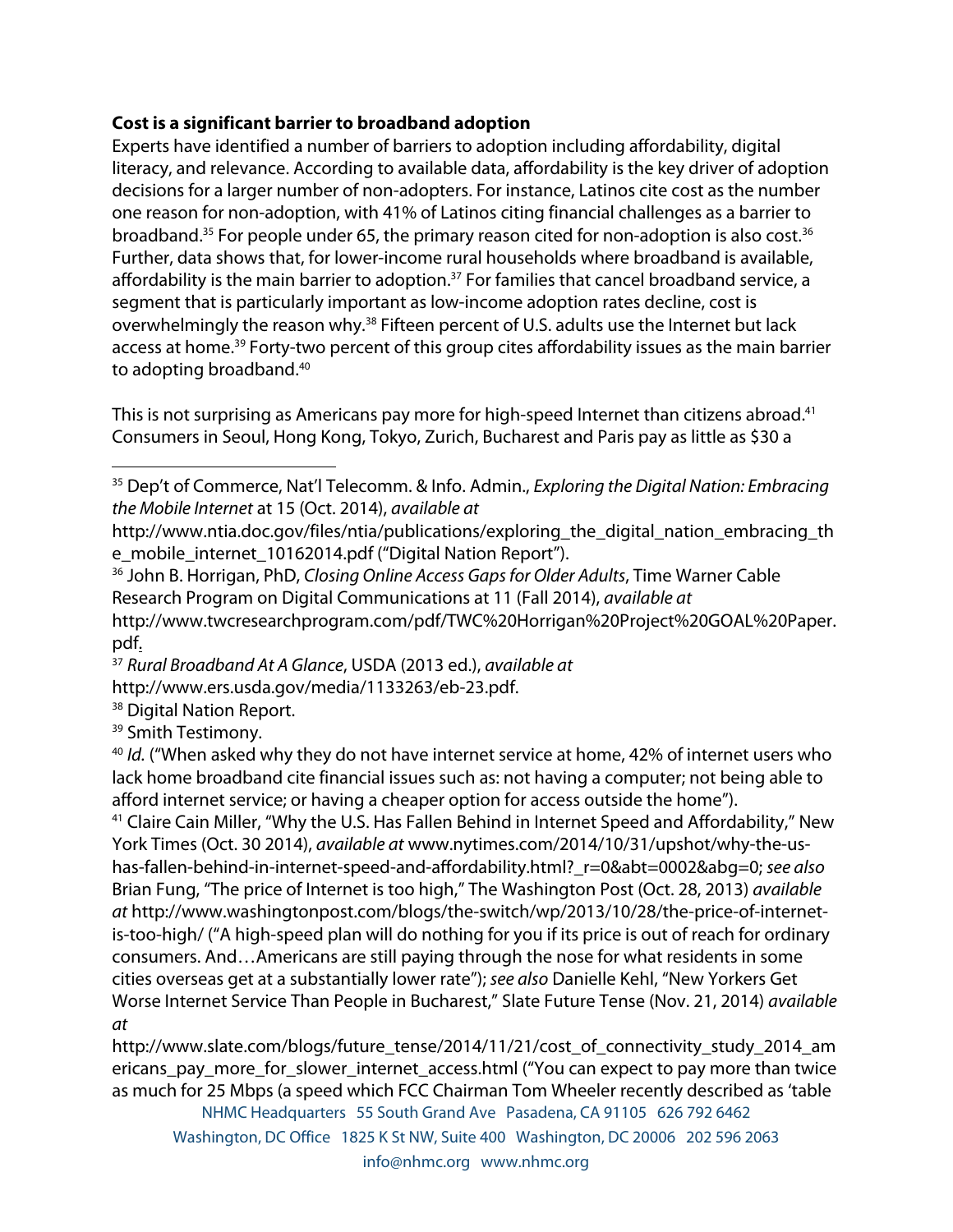**Cost is a significant barrier to broadband adoption**

Experts have identified a number of barriers to adoption including affordability, digital literacy, and relevance. According to available data, affordability is the key driver of adoption decisions for a larger number of non-adopters. For instance, Latinos cite cost as the number one reason for non-adoption, with 41% of Latinos citing financial challenges as a barrier to broadband.[35] For people under 65, the primary reason cited for non-adoption is also cost.[36] Further, data shows that, for lower-income rural households where broadband is available, affordability is the main barrier to adoption.[37] For families that cancel broadband service, a segment that is particularly important as low-income adoption rates decline, cost is overwhelmingly the reason why.[38] Fifteen percent of U.S. adults use the Internet but lack access at home.[39] Forty-two percent of this group cites affordability issues as the main barrier to adopting broadband.[40]

This is not surprising as Americans pay more for high-speed Internet than citizens abroad.[41] Consumers in Seoul, Hong Kong, Tokyo, Zurich, Bucharest and Paris pay as little as $30 a

---

[35] Dep't of Commerce, Nat'l Telecomm. & Info. Admin., *Exploring the Digital Nation: Embracing the Mobile Internet* at 15 (Oct. 2014), *available at* http://www.ntia.doc.gov/files/ntia/publications/exploring_the_digital_nation_embracing_the_mobile_internet_10162014.pdf ("Digital Nation Report").

[36] John B. Horrigan, PhD, *Closing Online Access Gaps for Older Adults*, Time Warner Cable Research Program on Digital Communications at 11 (Fall 2014), *available at* http://www.twcresearchprogram.com/pdf/TWC%20Horrigan%20Project%20GOAL%20Paper.pdf.

[37] *Rural Broadband At A Glance*, USDA (2013 ed.), *available at* http://www.ers.usda.gov/media/1133263/eb-23.pdf.

[38] Digital Nation Report.

[39] Smith Testimony.

[40] *Id.* ("When asked why they do not have internet service at home, 42% of internet users who lack home broadband cite financial issues such as: not having a computer; not being able to afford internet service; or having a cheaper option for access outside the home").

[41] Claire Cain Miller, "Why the U.S. Has Fallen Behind in Internet Speed and Affordability," New York Times (Oct. 30 2014), *available at* www.nytimes.com/2014/10/31/upshot/why-the-us-has-fallen-behind-in-internet-speed-and-affordability.html?_r=0&abt=0002&abg=0; *see also* Brian Fung, "The price of Internet is too high," The Washington Post (Oct. 28, 2013) *available at* http://www.washingtonpost.com/blogs/the-switch/wp/2013/10/28/the-price-of-internet-is-too-high/ ("A high-speed plan will do nothing for you if its price is out of reach for ordinary consumers. And…Americans are still paying through the nose for what residents in some cities overseas get at a substantially lower rate"); *see also* Danielle Kehl, "New Yorkers Get Worse Internet Service Than People in Bucharest," Slate Future Tense (Nov. 21, 2014) *available at* http://www.slate.com/blogs/future_tense/2014/11/21/cost_of_connectivity_study_2014_americans_pay_more_for_slower_internet_access.html ("You can expect to pay more than twice as much for 25 Mbps (a speed which FCC Chairman Tom Wheeler recently described as 'table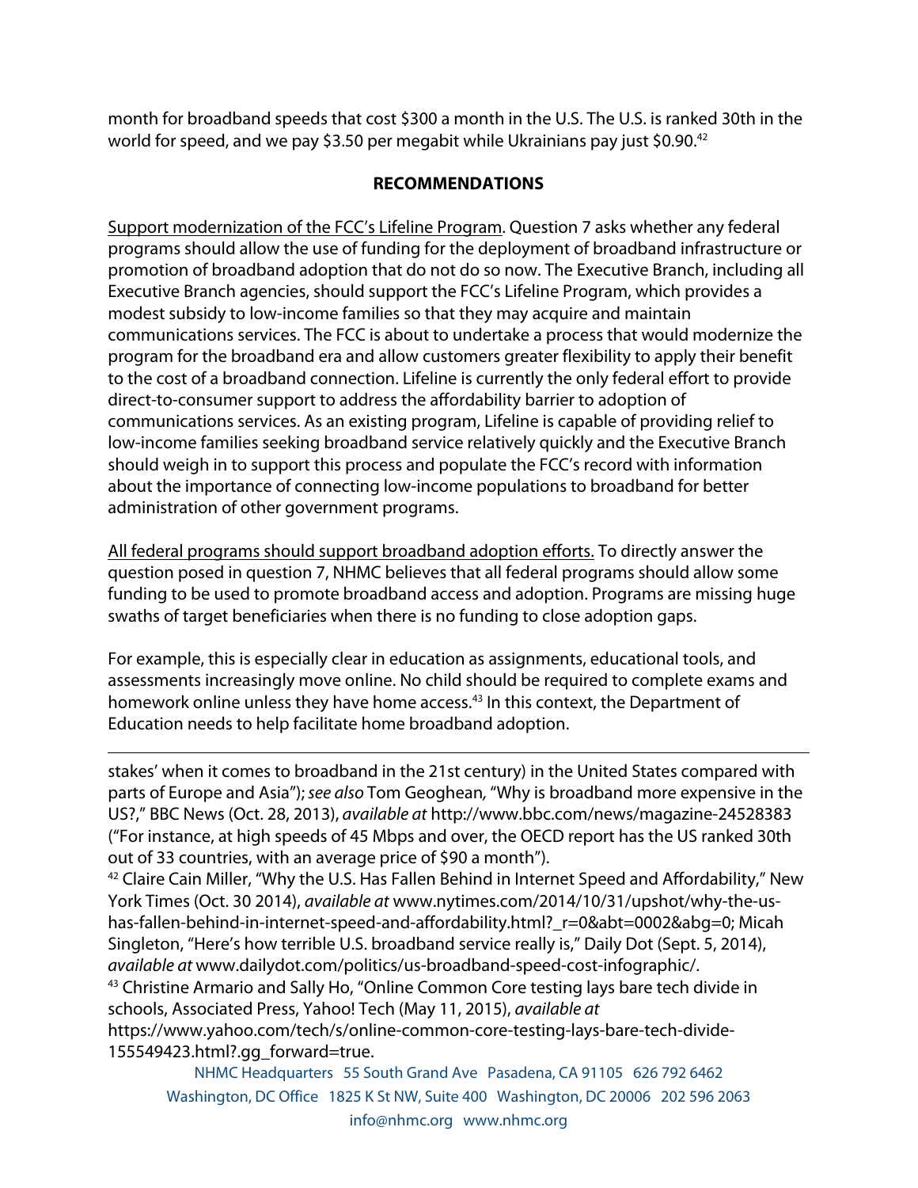month for broadband speeds that cost $300 a month in the U.S. The U.S. is ranked 30th in the world for speed, and we pay $3.50 per megabit while Ukrainians pay just $0.90.[42]

**RECOMMENDATIONS**

Support modernization of the FCC's Lifeline Program. Question 7 asks whether any federal programs should allow the use of funding for the deployment of broadband infrastructure or promotion of broadband adoption that do not do so now. The Executive Branch, including all Executive Branch agencies, should support the FCC's Lifeline Program, which provides a modest subsidy to low-income families so that they may acquire and maintain communications services. The FCC is about to undertake a process that would modernize the program for the broadband era and allow customers greater flexibility to apply their benefit to the cost of a broadband connection. Lifeline is currently the only federal effort to provide direct-to-consumer support to address the affordability barrier to adoption of communications services. As an existing program, Lifeline is capable of providing relief to low-income families seeking broadband service relatively quickly and the Executive Branch should weigh in to support this process and populate the FCC's record with information about the importance of connecting low-income populations to broadband for better administration of other government programs.

All federal programs should support broadband adoption efforts. To directly answer the question posed in question 7, NHMC believes that all federal programs should allow some funding to be used to promote broadband access and adoption. Programs are missing huge swaths of target beneficiaries when there is no funding to close adoption gaps.

For example, this is especially clear in education as assignments, educational tools, and assessments increasingly move online. No child should be required to complete exams and homework online unless they have home access.[43] In this context, the Department of Education needs to help facilitate home broadband adoption.

---

stakes' when it comes to broadband in the 21st century) in the United States compared with parts of Europe and Asia"); *see also* Tom Geoghean, "Why is broadband more expensive in the US?," BBC News (Oct. 28, 2013), *available at* http://www.bbc.com/news/magazine-24528383 ("For instance, at high speeds of 45 Mbps and over, the OECD report has the US ranked 30th out of 33 countries, with an average price of $90 a month").

[42] Claire Cain Miller, "Why the U.S. Has Fallen Behind in Internet Speed and Affordability," New York Times (Oct. 30 2014), *available at* www.nytimes.com/2014/10/31/upshot/why-the-us-has-fallen-behind-in-internet-speed-and-affordability.html?_r=0&abt=0002&abg=0; Micah Singleton, "Here's how terrible U.S. broadband service really is," Daily Dot (Sept. 5, 2014), *available at* www.dailydot.com/politics/us-broadband-speed-cost-infographic/.

[43] Christine Armario and Sally Ho, "Online Common Core testing lays bare tech divide in schools, Associated Press, Yahoo! Tech (May 11, 2015), *available at* https://www.yahoo.com/tech/s/online-common-core-testing-lays-bare-tech-divide-155549423.html?.gg_forward=true.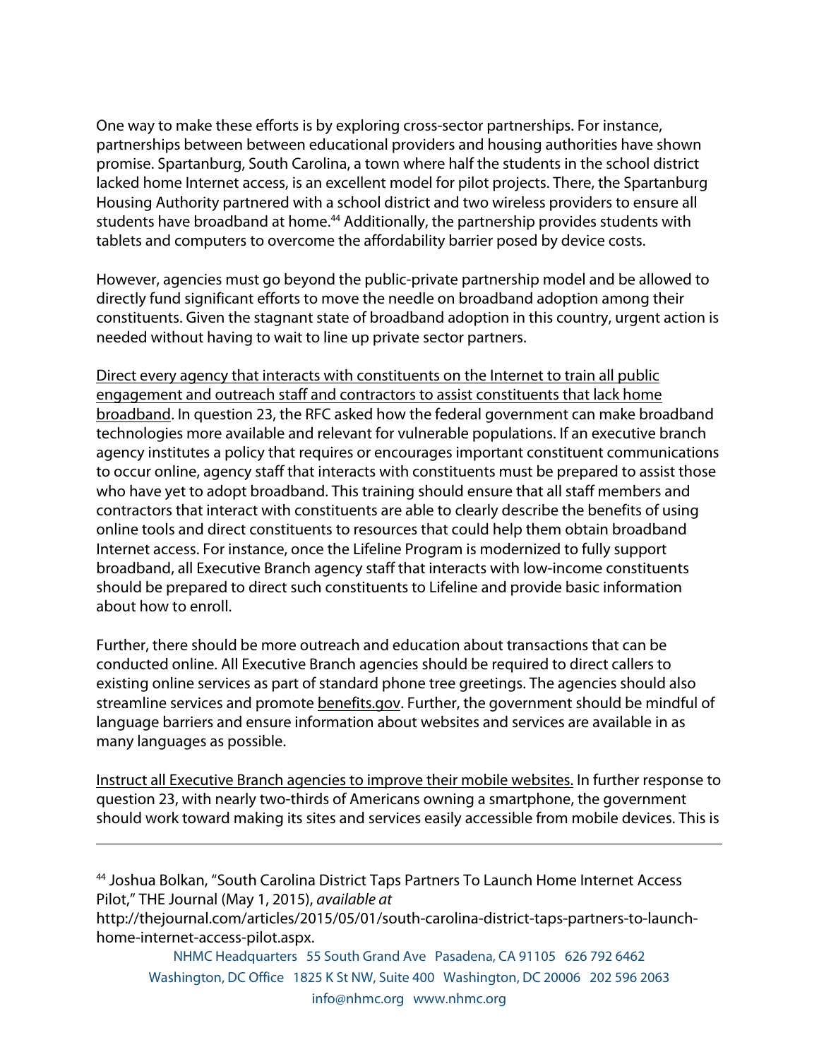One way to make these efforts is by exploring cross-sector partnerships. For instance, partnerships between between educational providers and housing authorities have shown promise. Spartanburg, South Carolina, a town where half the students in the school district lacked home Internet access, is an excellent model for pilot projects. There, the Spartanburg Housing Authority partnered with a school district and two wireless providers to ensure all students have broadband at home.[44] Additionally, the partnership provides students with tablets and computers to overcome the affordability barrier posed by device costs.

However, agencies must go beyond the public-private partnership model and be allowed to directly fund significant efforts to move the needle on broadband adoption among their constituents. Given the stagnant state of broadband adoption in this country, urgent action is needed without having to wait to line up private sector partners.

<u>Direct every agency that interacts with constituents on the Internet to train all public engagement and outreach staff and contractors to assist constituents that lack home broadband</u>. In question 23, the RFC asked how the federal government can make broadband technologies more available and relevant for vulnerable populations. If an executive branch agency institutes a policy that requires or encourages important constituent communications to occur online, agency staff that interacts with constituents must be prepared to assist those who have yet to adopt broadband. This training should ensure that all staff members and contractors that interact with constituents are able to clearly describe the benefits of using online tools and direct constituents to resources that could help them obtain broadband Internet access. For instance, once the Lifeline Program is modernized to fully support broadband, all Executive Branch agency staff that interacts with low-income constituents should be prepared to direct such constituents to Lifeline and provide basic information about how to enroll.

Further, there should be more outreach and education about transactions that can be conducted online. All Executive Branch agencies should be required to direct callers to existing online services as part of standard phone tree greetings. The agencies should also streamline services and promote <u>benefits.gov</u>. Further, the government should be mindful of language barriers and ensure information about websites and services are available in as many languages as possible.

<u>Instruct all Executive Branch agencies to improve their mobile websites.</u> In further response to question 23, with nearly two-thirds of Americans owning a smartphone, the government should work toward making its sites and services easily accessible from mobile devices. This is

---

[44] Joshua Bolkan, "South Carolina District Taps Partners To Launch Home Internet Access Pilot," THE Journal (May 1, 2015), *available at* http://thejournal.com/articles/2015/05/01/south-carolina-district-taps-partners-to-launch-home-internet-access-pilot.aspx.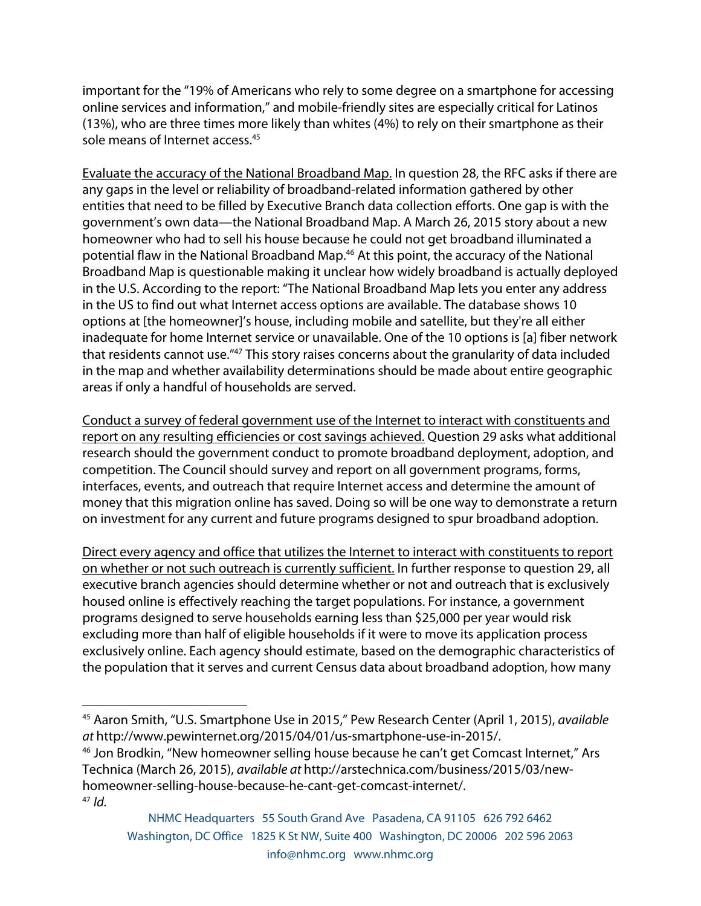important for the "19% of Americans who rely to some degree on a smartphone for accessing online services and information," and mobile-friendly sites are especially critical for Latinos (13%), who are three times more likely than whites (4%) to rely on their smartphone as their sole means of Internet access.[45]

<u>Evaluate the accuracy of the National Broadband Map.</u> In question 28, the RFC asks if there are any gaps in the level or reliability of broadband-related information gathered by other entities that need to be filled by Executive Branch data collection efforts. One gap is with the government's own data—the National Broadband Map. A March 26, 2015 story about a new homeowner who had to sell his house because he could not get broadband illuminated a potential flaw in the National Broadband Map.[46] At this point, the accuracy of the National Broadband Map is questionable making it unclear how widely broadband is actually deployed in the U.S. According to the report: "The National Broadband Map lets you enter any address in the US to find out what Internet access options are available. The database shows 10 options at [the homeowner]'s house, including mobile and satellite, but they're all either inadequate for home Internet service or unavailable. One of the 10 options is [a] fiber network that residents cannot use."[47] This story raises concerns about the granularity of data included in the map and whether availability determinations should be made about entire geographic areas if only a handful of households are served.

<u>Conduct a survey of federal government use of the Internet to interact with constituents and report on any resulting efficiencies or cost savings achieved.</u> Question 29 asks what additional research should the government conduct to promote broadband deployment, adoption, and competition. The Council should survey and report on all government programs, forms, interfaces, events, and outreach that require Internet access and determine the amount of money that this migration online has saved. Doing so will be one way to demonstrate a return on investment for any current and future programs designed to spur broadband adoption.

<u>Direct every agency and office that utilizes the Internet to interact with constituents to report on whether or not such outreach is currently sufficient.</u> In further response to question 29, all executive branch agencies should determine whether or not and outreach that is exclusively housed online is effectively reaching the target populations. For instance, a government programs designed to serve households earning less than $25,000 per year would risk excluding more than half of eligible households if it were to move its application process exclusively online. Each agency should estimate, based on the demographic characteristics of the population that it serves and current Census data about broadband adoption, how many

---

[45] Aaron Smith, "U.S. Smartphone Use in 2015," Pew Research Center (April 1, 2015), *available at* http://www.pewinternet.org/2015/04/01/us-smartphone-use-in-2015/.

[46] Jon Brodkin, "New homeowner selling house because he can't get Comcast Internet," Ars Technica (March 26, 2015), *available at* http://arstechnica.com/business/2015/03/new-homeowner-selling-house-because-he-cant-get-comcast-internet/.

[47] *Id.*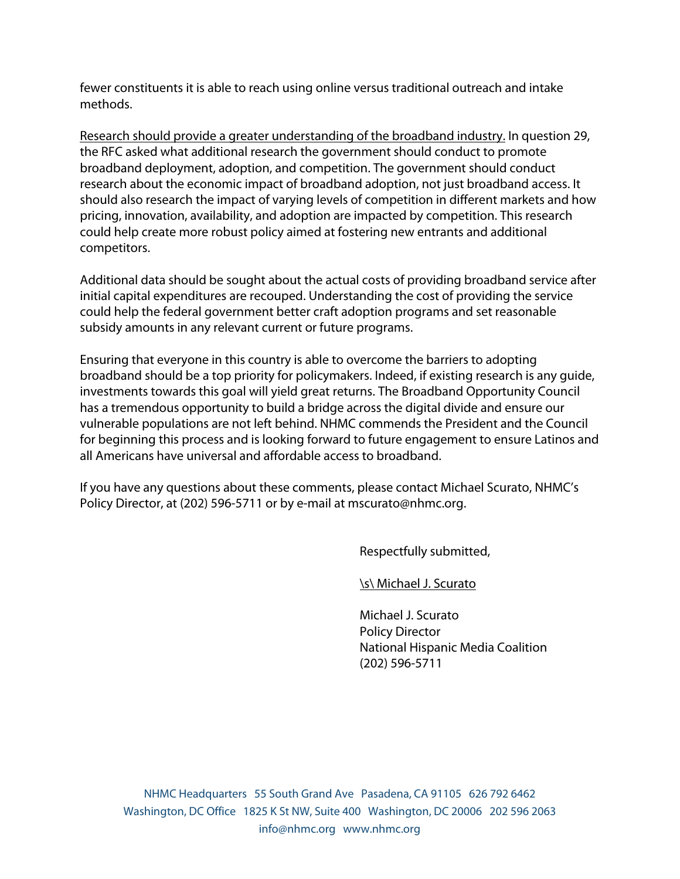fewer constituents it is able to reach using online versus traditional outreach and intake methods.

<u>Research should provide a greater understanding of the broadband industry.</u> In question 29, the RFC asked what additional research the government should conduct to promote broadband deployment, adoption, and competition. The government should conduct research about the economic impact of broadband adoption, not just broadband access. It should also research the impact of varying levels of competition in different markets and how pricing, innovation, availability, and adoption are impacted by competition. This research could help create more robust policy aimed at fostering new entrants and additional competitors.

Additional data should be sought about the actual costs of providing broadband service after initial capital expenditures are recouped. Understanding the cost of providing the service could help the federal government better craft adoption programs and set reasonable subsidy amounts in any relevant current or future programs.

Ensuring that everyone in this country is able to overcome the barriers to adopting broadband should be a top priority for policymakers. Indeed, if existing research is any guide, investments towards this goal will yield great returns. The Broadband Opportunity Council has a tremendous opportunity to build a bridge across the digital divide and ensure our vulnerable populations are not left behind. NHMC commends the President and the Council for beginning this process and is looking forward to future engagement to ensure Latinos and all Americans have universal and affordable access to broadband.

If you have any questions about these comments, please contact Michael Scurato, NHMC's Policy Director, at (202) 596-5711 or by e-mail at mscurato@nhmc.org.

Respectfully submitted,

<u>\s\ Michael J. Scurato</u>

Michael J. Scurato
Policy Director
National Hispanic Media Coalition
(202) 596-5711

NHMC Headquarters 55 South Grand Ave Pasadena, CA 91105 626 792 6462
Washington, DC Office 1825 K St NW, Suite 400 Washington, DC 20006 202 596 2063
info@nhmc.org www.nhmc.org